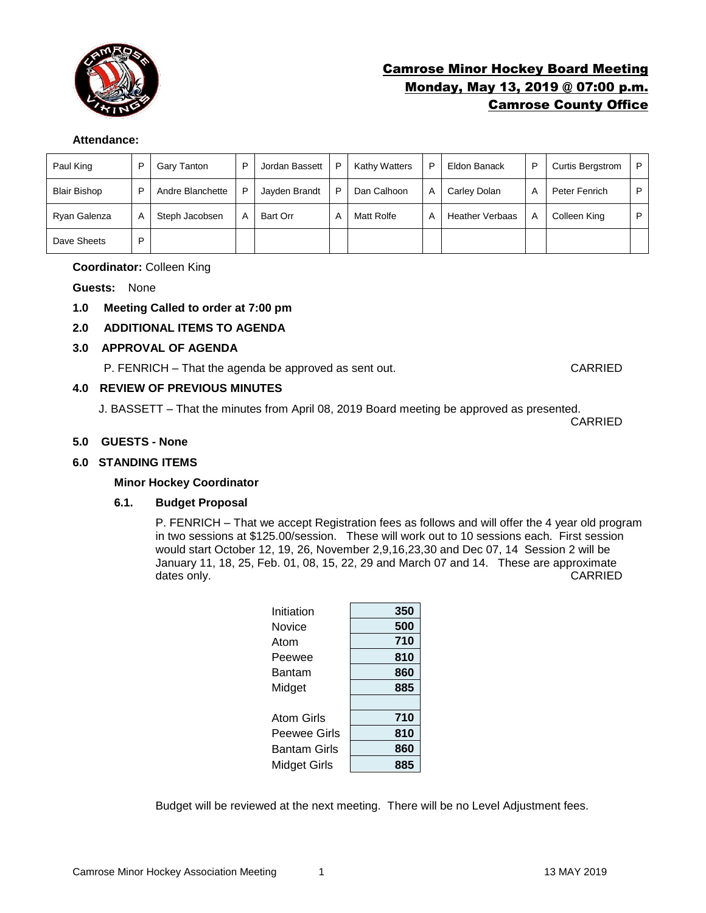# Camrose Minor Hockey Board Meeting
## Monday, May 13, 2019 @ 07:00 p.m.
## Camrose County Office

**Attendance:**

| | | | | | | | | | | | |
|---|---|---|---|---|---|---|---|---|---|---|---|
| Paul King | P | Gary Tanton | P | Jordan Bassett | P | Kathy Watters | P | Eldon Banack | P | Curtis Bergstrom | P |
| Blair Bishop | P | Andre Blanchette | P | Jayden Brandt | P | Dan Calhoon | A | Carley Dolan | A | Peter Fenrich | P |
| Ryan Galenza | A | Steph Jacobsen | A | Bart Orr | A | Matt Rolfe | A | Heather Verbaas | A | Colleen King | P |
| Dave Sheets | P | | | | | | | | | | |

**Coordinator:** Colleen King

**Guests:** None

**1.0 Meeting Called to order at 7:00 pm**

**2.0 ADDITIONAL ITEMS TO AGENDA**

**3.0 APPROVAL OF AGENDA**

P. FENRICH – That the agenda be approved as sent out. CARRIED

**4.0 REVIEW OF PREVIOUS MINUTES**

J. BASSETT – That the minutes from April 08, 2019 Board meeting be approved as presented. CARRIED

**5.0 GUESTS - None**

**6.0 STANDING ITEMS**

**Minor Hockey Coordinator**

**6.1. Budget Proposal**

P. FENRICH – That we accept Registration fees as follows and will offer the 4 year old program in two sessions at $125.00/session. These will work out to 10 sessions each. First session would start October 12, 19, 26, November 2,9,16,23,30 and Dec 07, 14 Session 2 will be January 11, 18, 25, Feb. 01, 08, 15, 22, 29 and March 07 and 14. These are approximate dates only. CARRIED

| Division | Fee |
|---|---|
| Initiation | **350** |
| Novice | **500** |
| Atom | **710** |
| Peewee | **810** |
| Bantam | **860** |
| Midget | **885** |
| | |
| Atom Girls | **710** |
| Peewee Girls | **810** |
| Bantam Girls | **860** |
| Midget Girls | **885** |

Budget will be reviewed at the next meeting. There will be no Level Adjustment fees.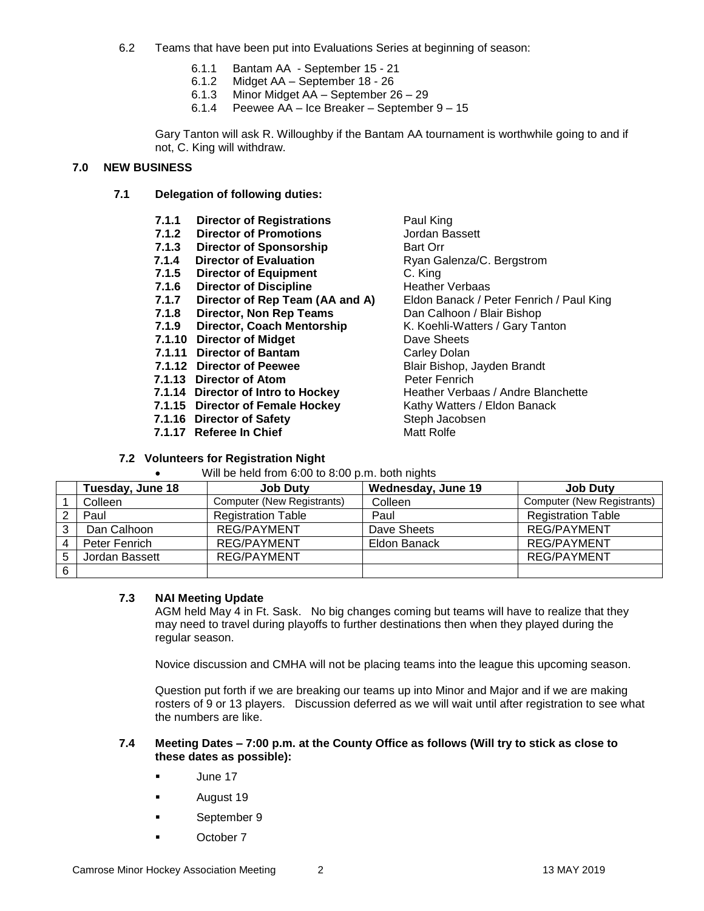6.2 Teams that have been put into Evaluations Series at beginning of season:

- 6.1.1 Bantam AA - September 15 - 21
- 6.1.2 Midget AA – September 18 - 26
- 6.1.3 Minor Midget AA – September 26 – 29
- 6.1.4 Peewee AA – Ice Breaker – September 9 – 15

Gary Tanton will ask R. Willoughby if the Bantam AA tournament is worthwhile going to and if not, C. King will withdraw.

## 7.0 NEW BUSINESS

### 7.1 Delegation of following duties:

| | | |
|---|---|---|
| **7.1.1** | **Director of Registrations** | Paul King |
| **7.1.2** | **Director of Promotions** | Jordan Bassett |
| **7.1.3** | **Director of Sponsorship** | Bart Orr |
| **7.1.4** | **Director of Evaluation** | Ryan Galenza/C. Bergstrom |
| **7.1.5** | **Director of Equipment** | C. King |
| **7.1.6** | **Director of Discipline** | Heather Verbaas |
| **7.1.7** | **Director of Rep Team (AA and A)** | Eldon Banack / Peter Fenrich / Paul King |
| **7.1.8** | **Director, Non Rep Teams** | Dan Calhoon / Blair Bishop |
| **7.1.9** | **Director, Coach Mentorship** | K. Koehli-Watters / Gary Tanton |
| **7.1.10** | **Director of Midget** | Dave Sheets |
| **7.1.11** | **Director of Bantam** | Carley Dolan |
| **7.1.12** | **Director of Peewee** | Blair Bishop, Jayden Brandt |
| **7.1.13** | **Director of Atom** | Peter Fenrich |
| **7.1.14** | **Director of Intro to Hockey** | Heather Verbaas / Andre Blanchette |
| **7.1.15** | **Director of Female Hockey** | Kathy Watters / Eldon Banack |
| **7.1.16** | **Director of Safety** | Steph Jacobsen |
| **7.1.17** | **Referee In Chief** | Matt Rolfe |

### 7.2 Volunteers for Registration Night

- Will be held from 6:00 to 8:00 p.m. both nights

| | Tuesday, June 18 | Job Duty | Wednesday, June 19 | Job Duty |
|---|---|---|---|---|
| 1 | Colleen | Computer (New Registrants) | Colleen | Computer (New Registrants) |
| 2 | Paul | Registration Table | Paul | Registration Table |
| 3 | Dan Calhoon | REG/PAYMENT | Dave Sheets | REG/PAYMENT |
| 4 | Peter Fenrich | REG/PAYMENT | Eldon Banack | REG/PAYMENT |
| 5 | Jordan Bassett | REG/PAYMENT | | REG/PAYMENT |
| 6 | | | | |

### 7.3 NAI Meeting Update

AGM held May 4 in Ft. Sask. No big changes coming but teams will have to realize that they may need to travel during playoffs to further destinations then when they played during the regular season.

Novice discussion and CMHA will not be placing teams into the league this upcoming season.

Question put forth if we are breaking our teams up into Minor and Major and if we are making rosters of 9 or 13 players. Discussion deferred as we will wait until after registration to see what the numbers are like.

### 7.4 Meeting Dates – 7:00 p.m. at the County Office as follows (Will try to stick as close to these dates as possible):

- June 17
- August 19
- September 9
- October 7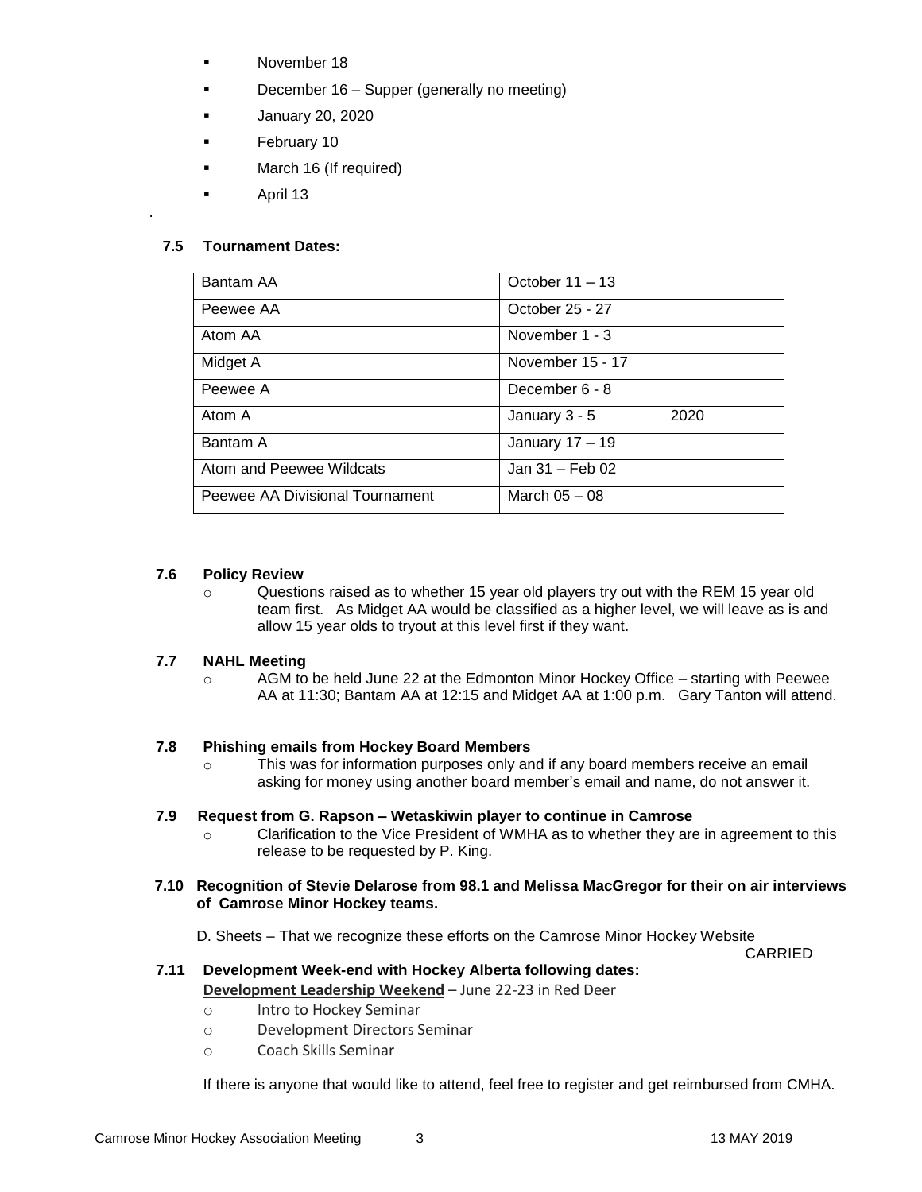- November 18
- December 16 – Supper (generally no meeting)
- January 20, 2020
- February 10
- March 16 (If required)
- April 13

.

**7.5 Tournament Dates:**

| Bantam AA | October 11 – 13 |
|---|---|
| Peewee AA | October 25 - 27 |
| Atom AA | November 1 - 3 |
| Midget A | November 15 - 17 |
| Peewee A | December 6 - 8 |
| Atom A | January 3 - 5 2020 |
| Bantam A | January 17 – 19 |
| Atom and Peewee Wildcats | Jan 31 – Feb 02 |
| Peewee AA Divisional Tournament | March 05 – 08 |

**7.6 Policy Review**

- Questions raised as to whether 15 year old players try out with the REM 15 year old team first. As Midget AA would be classified as a higher level, we will leave as is and allow 15 year olds to tryout at this level first if they want.

**7.7 NAHL Meeting**

- AGM to be held June 22 at the Edmonton Minor Hockey Office – starting with Peewee AA at 11:30; Bantam AA at 12:15 and Midget AA at 1:00 p.m. Gary Tanton will attend.

**7.8 Phishing emails from Hockey Board Members**

- This was for information purposes only and if any board members receive an email asking for money using another board member's email and name, do not answer it.

**7.9 Request from G. Rapson – Wetaskiwin player to continue in Camrose**

- Clarification to the Vice President of WMHA as to whether they are in agreement to this release to be requested by P. King.

**7.10 Recognition of Stevie Delarose from 98.1 and Melissa MacGregor for their on air interviews of Camrose Minor Hockey teams.**

D. Sheets – That we recognize these efforts on the Camrose Minor Hockey Website

CARRIED

**7.11 Development Week-end with Hockey Alberta following dates:**

**Development Leadership Weekend** – June 22-23 in Red Deer

- Intro to Hockey Seminar
- Development Directors Seminar
- Coach Skills Seminar

If there is anyone that would like to attend, feel free to register and get reimbursed from CMHA.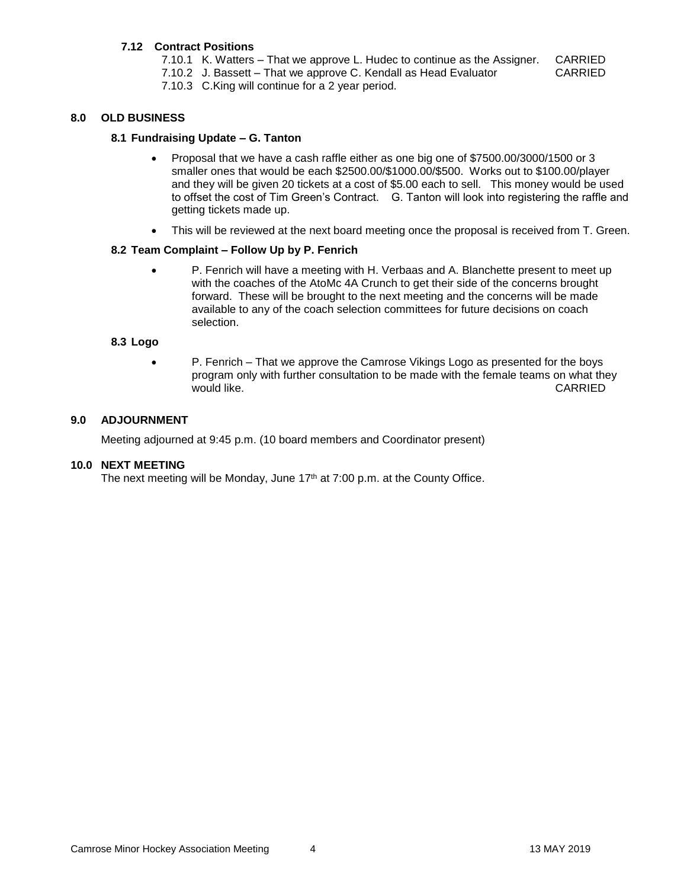### 7.12 Contract Positions

7.10.1 K. Watters – That we approve L. Hudec to continue as the Assigner. CARRIED
7.10.2 J. Bassett – That we approve C. Kendall as Head Evaluator CARRIED
7.10.3 C.King will continue for a 2 year period.

## 8.0 OLD BUSINESS

### 8.1 Fundraising Update – G. Tanton

- Proposal that we have a cash raffle either as one big one of $7500.00/3000/1500 or 3 smaller ones that would be each $2500.00/$1000.00/$500. Works out to $100.00/player and they will be given 20 tickets at a cost of $5.00 each to sell. This money would be used to offset the cost of Tim Green's Contract. G. Tanton will look into registering the raffle and getting tickets made up.
- This will be reviewed at the next board meeting once the proposal is received from T. Green.

### 8.2 Team Complaint – Follow Up by P. Fenrich

- P. Fenrich will have a meeting with H. Verbaas and A. Blanchette present to meet up with the coaches of the AtoMc 4A Crunch to get their side of the concerns brought forward. These will be brought to the next meeting and the concerns will be made available to any of the coach selection committees for future decisions on coach selection.

### 8.3 Logo

- P. Fenrich – That we approve the Camrose Vikings Logo as presented for the boys program only with further consultation to be made with the female teams on what they would like. CARRIED

## 9.0 ADJOURNMENT

Meeting adjourned at 9:45 p.m. (10 board members and Coordinator present)

## 10.0 NEXT MEETING

The next meeting will be Monday, June 17th at 7:00 p.m. at the County Office.